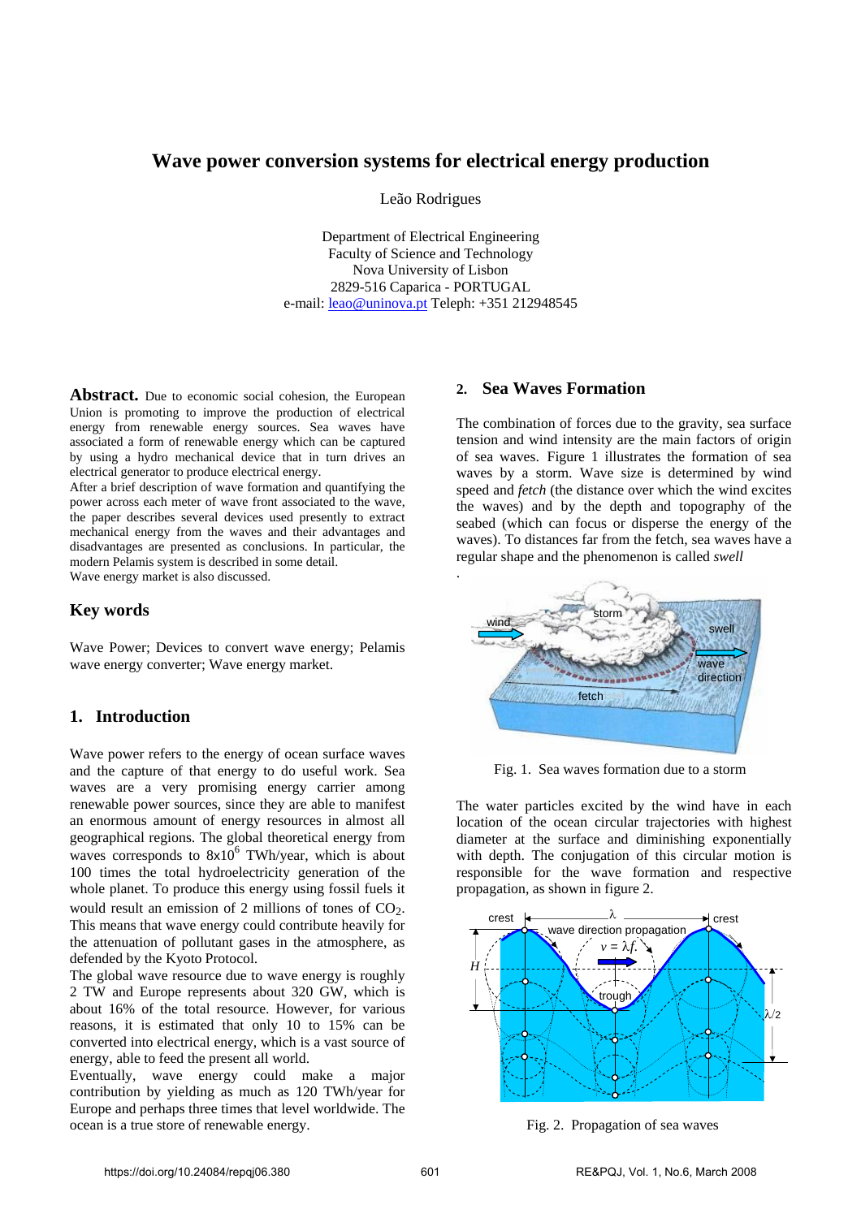# Wave power conversion systems for electrical energy production

Leão Rodrigues

Department of Electrical Engineering
Faculty of Science and Technology
Nova University of Lisbon
2829-516 Caparica - PORTUGAL
e-mail: leao@uninova.pt Teleph: +351 212948545

**Abstract.** Due to economic social cohesion, the European Union is promoting to improve the production of electrical energy from renewable energy sources. Sea waves have associated a form of renewable energy which can be captured by using a hydro mechanical device that in turn drives an electrical generator to produce electrical energy.

After a brief description of wave formation and quantifying the power across each meter of wave front associated to the wave, the paper describes several devices used presently to extract mechanical energy from the waves and their advantages and disadvantages are presented as conclusions. In particular, the modern Pelamis system is described in some detail.

Wave energy market is also discussed.

## Key words

Wave Power; Devices to convert wave energy; Pelamis wave energy converter; Wave energy market.

## 1. Introduction

Wave power refers to the energy of ocean surface waves and the capture of that energy to do useful work. Sea waves are a very promising energy carrier among renewable power sources, since they are able to manifest an enormous amount of energy resources in almost all geographical regions. The global theoretical energy from waves corresponds to $8x10^6$ TWh/year, which is about 100 times the total hydroelectricity generation of the whole planet. To produce this energy using fossil fuels it would result an emission of 2 millions of tones of $CO_2$. This means that wave energy could contribute heavily for the attenuation of pollutant gases in the atmosphere, as defended by the Kyoto Protocol.

The global wave resource due to wave energy is roughly 2 TW and Europe represents about 320 GW, which is about 16% of the total resource. However, for various reasons, it is estimated that only 10 to 15% can be converted into electrical energy, which is a vast source of energy, able to feed the present all world.

Eventually, wave energy could make a major contribution by yielding as much as 120 TWh/year for Europe and perhaps three times that level worldwide. The ocean is a true store of renewable energy.

## 2. Sea Waves Formation

The combination of forces due to the gravity, sea surface tension and wind intensity are the main factors of origin of sea waves. Figure 1 illustrates the formation of sea waves by a storm. Wave size is determined by wind speed and *fetch* (the distance over which the wind excites the waves) and by the depth and topography of the seabed (which can focus or disperse the energy of the waves). To distances far from the fetch, sea waves have a regular shape and the phenomenon is called *swell*

.

Fig. 1. Sea waves formation due to a storm

The water particles excited by the wind have in each location of the ocean circular trajectories with highest diameter at the surface and diminishing exponentially with depth. The conjugation of this circular motion is responsible for the wave formation and respective propagation, as shown in figure 2.

Fig. 2. Propagation of sea waves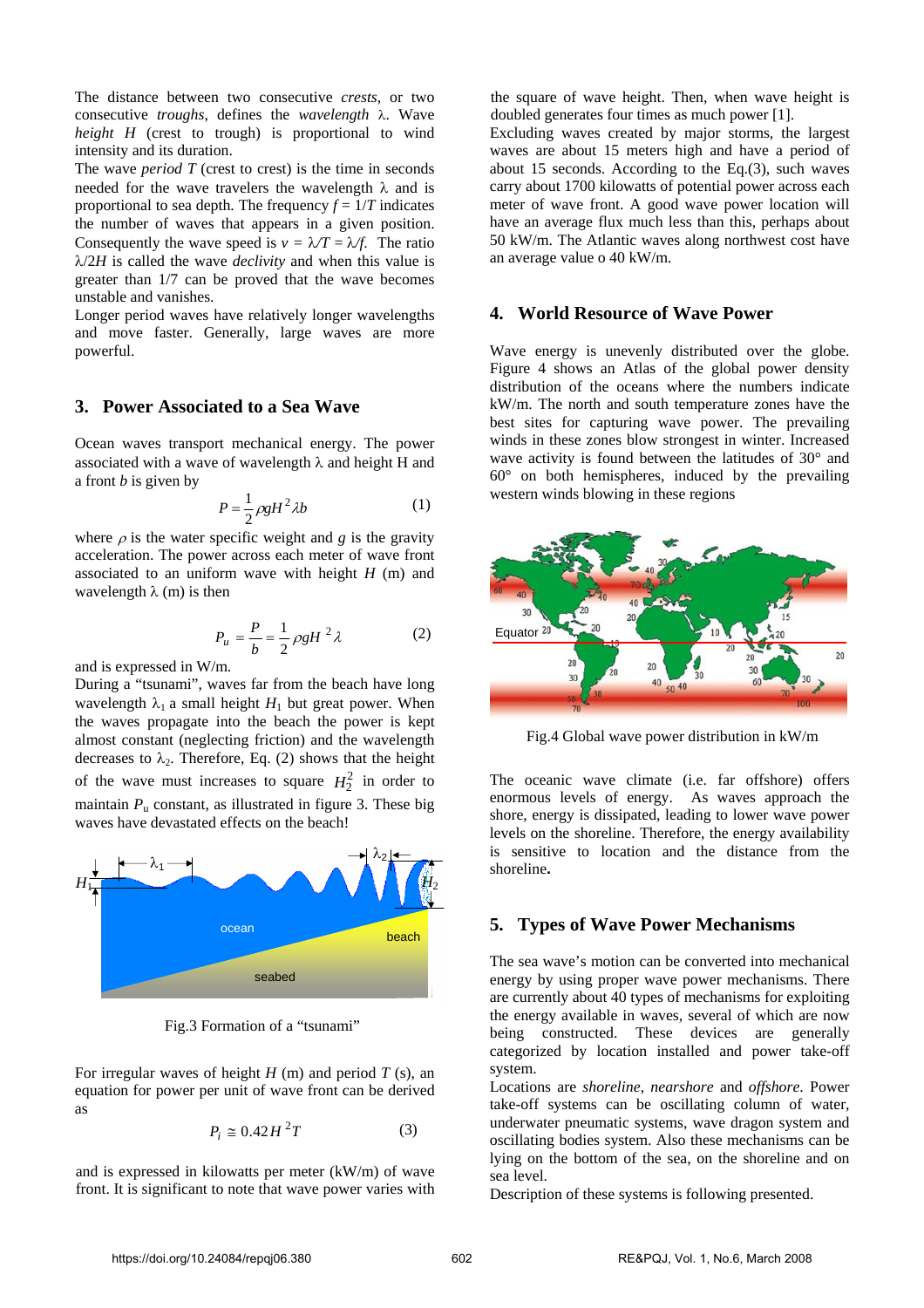The distance between two consecutive *crests*, or two consecutive *troughs*, defines the *wavelength* λ. Wave *height* $H$ (crest to trough) is proportional to wind intensity and its duration.

The wave *period* $T$ (crest to crest) is the time in seconds needed for the wave travelers the wavelength λ and is proportional to sea depth. The frequency $f = 1/T$ indicates the number of waves that appears in a given position. Consequently the wave speed is $v = \lambda/T = \lambda/f$. The ratio $\lambda/2H$ is called the wave *declivity* and when this value is greater than 1/7 can be proved that the wave becomes unstable and vanishes.

Longer period waves have relatively longer wavelengths and move faster. Generally, large waves are more powerful.

## 3. Power Associated to a Sea Wave

Ocean waves transport mechanical energy. The power associated with a wave of wavelength λ and height H and a front $b$ is given by

$$P = \frac{1}{2}\rho g H^2 \lambda b \qquad (1)$$

where $\rho$ is the water specific weight and $g$ is the gravity acceleration. The power across each meter of wave front associated to an uniform wave with height $H$ (m) and wavelength λ (m) is then

$$P_u = \frac{P}{b} = \frac{1}{2}\rho g H^2 \lambda \qquad (2)$$

and is expressed in W/m.

During a "tsunami", waves far from the beach have long wavelength $\lambda_1$ a small height $H_1$ but great power. When the waves propagate into the beach the power is kept almost constant (neglecting friction) and the wavelength decreases to $\lambda_2$. Therefore, Eq. (2) shows that the height of the wave must increases to square $H_2^2$ in order to maintain $P_u$ constant, as illustrated in figure 3. These big waves have devastated effects on the beach!

Fig.3 Formation of a "tsunami"

For irregular waves of height $H$ (m) and period $T$ (s), an equation for power per unit of wave front can be derived as

$$P_i \cong 0.42 H^2 T \qquad (3)$$

and is expressed in kilowatts per meter (kW/m) of wave front. It is significant to note that wave power varies with the square of wave height. Then, when wave height is doubled generates four times as much power [1].

Excluding waves created by major storms, the largest waves are about 15 meters high and have a period of about 15 seconds. According to the Eq.(3), such waves carry about 1700 kilowatts of potential power across each meter of wave front. A good wave power location will have an average flux much less than this, perhaps about 50 kW/m. The Atlantic waves along northwest cost have an average value o 40 kW/m.

## 4. World Resource of Wave Power

Wave energy is unevenly distributed over the globe. Figure 4 shows an Atlas of the global power density distribution of the oceans where the numbers indicate kW/m. The north and south temperature zones have the best sites for capturing wave power. The prevailing winds in these zones blow strongest in winter. Increased wave activity is found between the latitudes of 30° and 60° on both hemispheres, induced by the prevailing western winds blowing in these regions

Fig.4 Global wave power distribution in kW/m

The oceanic wave climate (i.e. far offshore) offers enormous levels of energy. As waves approach the shore, energy is dissipated, leading to lower wave power levels on the shoreline. Therefore, the energy availability is sensitive to location and the distance from the shoreline.

## 5. Types of Wave Power Mechanisms

The sea wave's motion can be converted into mechanical energy by using proper wave power mechanisms. There are currently about 40 types of mechanisms for exploiting the energy available in waves, several of which are now being constructed. These devices are generally categorized by location installed and power take-off system.

Locations are *shoreline*, *nearshore* and *offshore*. Power take-off systems can be oscillating column of water, underwater pneumatic systems, wave dragon system and oscillating bodies system. Also these mechanisms can be lying on the bottom of the sea, on the shoreline and on sea level.

Description of these systems is following presented.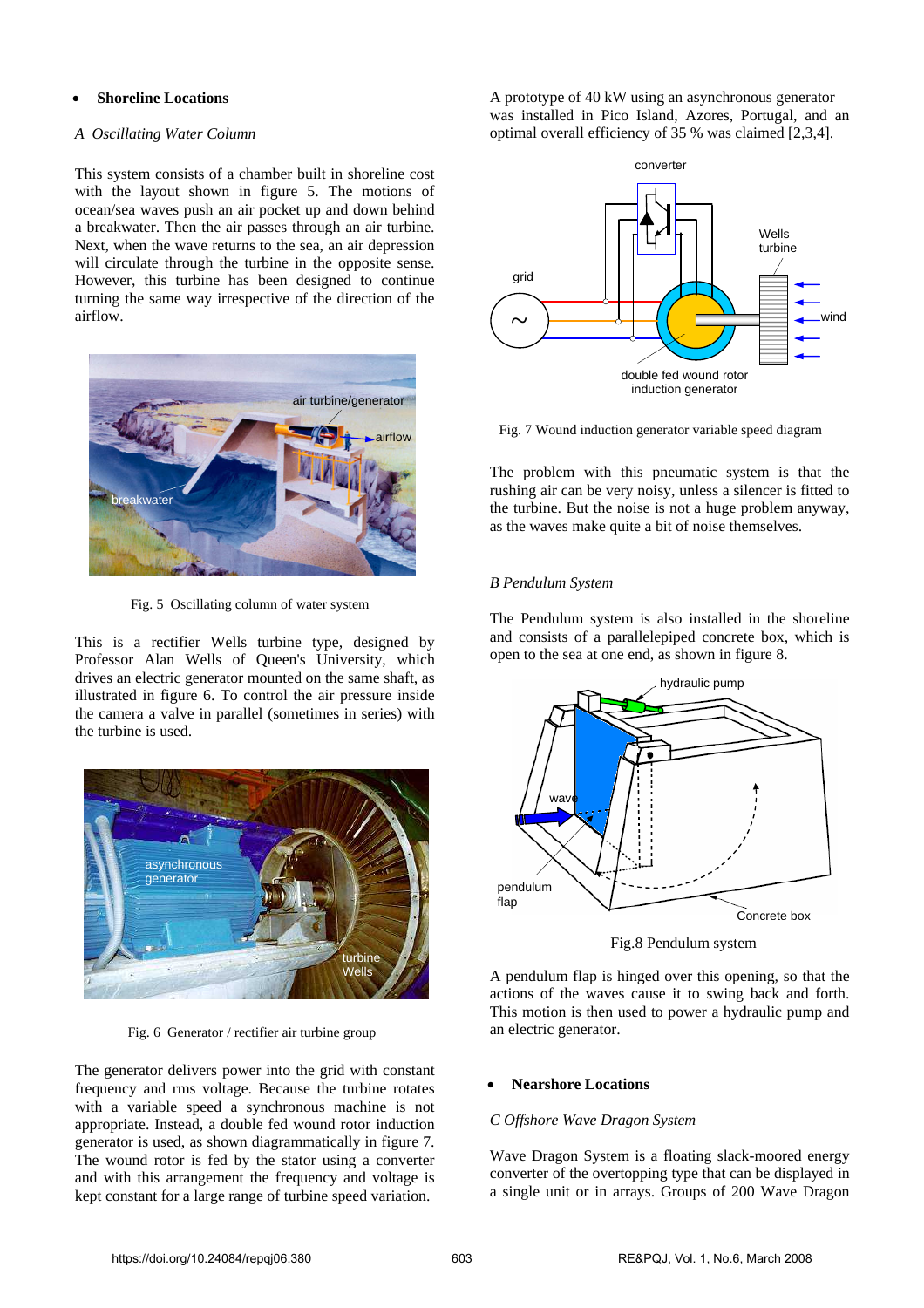- **Shoreline Locations**

*A Oscillating Water Column*

This system consists of a chamber built in shoreline cost with the layout shown in figure 5. The motions of ocean/sea waves push an air pocket up and down behind a breakwater. Then the air passes through an air turbine. Next, when the wave returns to the sea, an air depression will circulate through the turbine in the opposite sense. However, this turbine has been designed to continue turning the same way irrespective of the direction of the airflow.

Fig. 5 Oscillating column of water system

This is a rectifier Wells turbine type, designed by Professor Alan Wells of Queen's University, which drives an electric generator mounted on the same shaft, as illustrated in figure 6. To control the air pressure inside the camera a valve in parallel (sometimes in series) with the turbine is used.

Fig. 6 Generator / rectifier air turbine group

The generator delivers power into the grid with constant frequency and rms voltage. Because the turbine rotates with a variable speed a synchronous machine is not appropriate. Instead, a double fed wound rotor induction generator is used, as shown diagrammatically in figure 7. The wound rotor is fed by the stator using a converter and with this arrangement the frequency and voltage is kept constant for a large range of turbine speed variation.

A prototype of 40 kW using an asynchronous generator was installed in Pico Island, Azores, Portugal, and an optimal overall efficiency of 35 % was claimed [2,3,4].

Fig. 7 Wound induction generator variable speed diagram

The problem with this pneumatic system is that the rushing air can be very noisy, unless a silencer is fitted to the turbine. But the noise is not a huge problem anyway, as the waves make quite a bit of noise themselves.

*B Pendulum System*

The Pendulum system is also installed in the shoreline and consists of a parallelepiped concrete box, which is open to the sea at one end, as shown in figure 8.

Fig.8 Pendulum system

A pendulum flap is hinged over this opening, so that the actions of the waves cause it to swing back and forth. This motion is then used to power a hydraulic pump and an electric generator.

- **Nearshore Locations**

*C Offshore Wave Dragon System*

Wave Dragon System is a floating slack-moored energy converter of the overtopping type that can be displayed in a single unit or in arrays. Groups of 200 Wave Dragon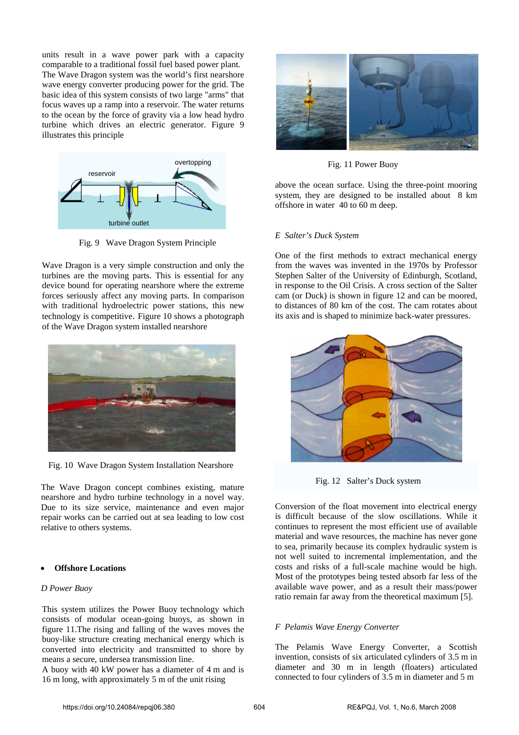units result in a wave power park with a capacity comparable to a traditional fossil fuel based power plant.
The Wave Dragon system was the world's first nearshore wave energy converter producing power for the grid. The basic idea of this system consists of two large "arms" that focus waves up a ramp into a reservoir. The water returns to the ocean by the force of gravity via a low head hydro turbine which drives an electric generator. Figure 9 illustrates this principle

Fig. 9 Wave Dragon System Principle

Wave Dragon is a very simple construction and only the turbines are the moving parts. This is essential for any device bound for operating nearshore where the extreme forces seriously affect any moving parts. In comparison with traditional hydroelectric power stations, this new technology is competitive. Figure 10 shows a photograph of the Wave Dragon system installed nearshore

Fig. 10 Wave Dragon System Installation Nearshore

The Wave Dragon concept combines existing, mature nearshore and hydro turbine technology in a novel way. Due to its size service, maintenance and even major repair works can be carried out at sea leading to low cost relative to others systems.

- **Offshore Locations**

*D Power Buoy*

This system utilizes the Power Buoy technology which consists of modular ocean-going buoys, as shown in figure 11.The rising and falling of the waves moves the buoy-like structure creating mechanical energy which is converted into electricity and transmitted to shore by means a secure, undersea transmission line.
A buoy with 40 kW power has a diameter of 4 m and is 16 m long, with approximately 5 m of the unit rising above the ocean surface. Using the three-point mooring system, they are designed to be installed about 8 km offshore in water 40 to 60 m deep.

Fig. 11 Power Buoy

*E Salter's Duck System*

One of the first methods to extract mechanical energy from the waves was invented in the 1970s by Professor Stephen Salter of the University of Edinburgh, Scotland, in response to the Oil Crisis. A cross section of the Salter cam (or Duck) is shown in figure 12 and can be moored, to distances of 80 km of the cost. The cam rotates about its axis and is shaped to minimize back-water pressures.

Fig. 12 Salter's Duck system

Conversion of the float movement into electrical energy is difficult because of the slow oscillations. While it continues to represent the most efficient use of available material and wave resources, the machine has never gone to sea, primarily because its complex hydraulic system is not well suited to incremental implementation, and the costs and risks of a full-scale machine would be high. Most of the prototypes being tested absorb far less of the available wave power, and as a result their mass/power ratio remain far away from the theoretical maximum [5].

*F Pelamis Wave Energy Converter*

The Pelamis Wave Energy Converter, a Scottish invention, consists of six articulated cylinders of 3.5 m in diameter and 30 m in length (floaters) articulated connected to four cylinders of 3.5 m in diameter and 5 m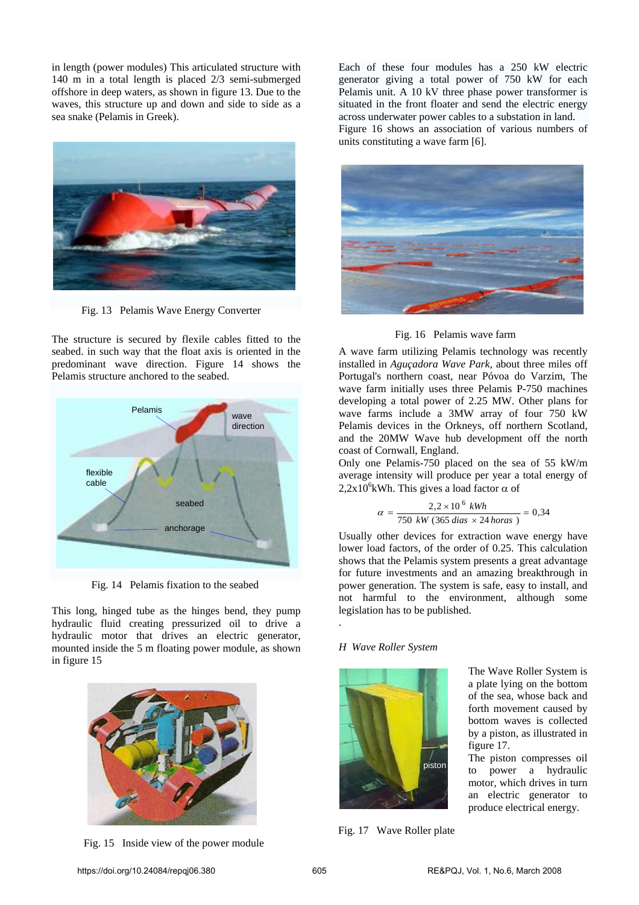in length (power modules) This articulated structure with 140 m in a total length is placed 2/3 semi-submerged offshore in deep waters, as shown in figure 13. Due to the waves, this structure up and down and side to side as a sea snake (Pelamis in Greek).

Fig. 13 Pelamis Wave Energy Converter

The structure is secured by flexile cables fitted to the seabed. in such way that the float axis is oriented in the predominant wave direction. Figure 14 shows the Pelamis structure anchored to the seabed.

Fig. 14 Pelamis fixation to the seabed

This long, hinged tube as the hinges bend, they pump hydraulic fluid creating pressurized oil to drive a hydraulic motor that drives an electric generator, mounted inside the 5 m floating power module, as shown in figure 15

Fig. 15 Inside view of the power module

Each of these four modules has a 250 kW electric generator giving a total power of 750 kW for each Pelamis unit. A 10 kV three phase power transformer is situated in the front floater and send the electric energy across underwater power cables to a substation in land.
Figure 16 shows an association of various numbers of units constituting a wave farm [6].

Fig. 16 Pelamis wave farm

A wave farm utilizing Pelamis technology was recently installed in *Aguçadora Wave Park,* about three miles off Portugal's northern coast, near Póvoa do Varzim, The wave farm initially uses three Pelamis P-750 machines developing a total power of 2.25 MW. Other plans for wave farms include a 3MW array of four 750 kW Pelamis devices in the Orkneys, off northern Scotland, and the 20MW Wave hub development off the north coast of Cornwall, England.
Only one Pelamis-750 placed on the sea of 55 kW/m average intensity will produce per year a total energy of $2{,}2\text{x}10^6$kWh. This gives a load factor $\alpha$ of

$$\alpha = \frac{2{,}2 \times 10^{6}\ kWh}{750\ kW\ (365\, dias \times 24\, horas\ )} = 0{,}34$$

Usually other devices for extraction wave energy have lower load factors, of the order of 0.25. This calculation shows that the Pelamis system presents a great advantage for future investments and an amazing breakthrough in power generation. The system is safe, easy to install, and not harmful to the environment, although some legislation has to be published.

### *H Wave Roller System*

The Wave Roller System is a plate lying on the bottom of the sea, whose back and forth movement caused by bottom waves is collected by a piston, as illustrated in figure 17.
The piston compresses oil to power a hydraulic motor, which drives in turn an electric generator to produce electrical energy.

Fig. 17 Wave Roller plate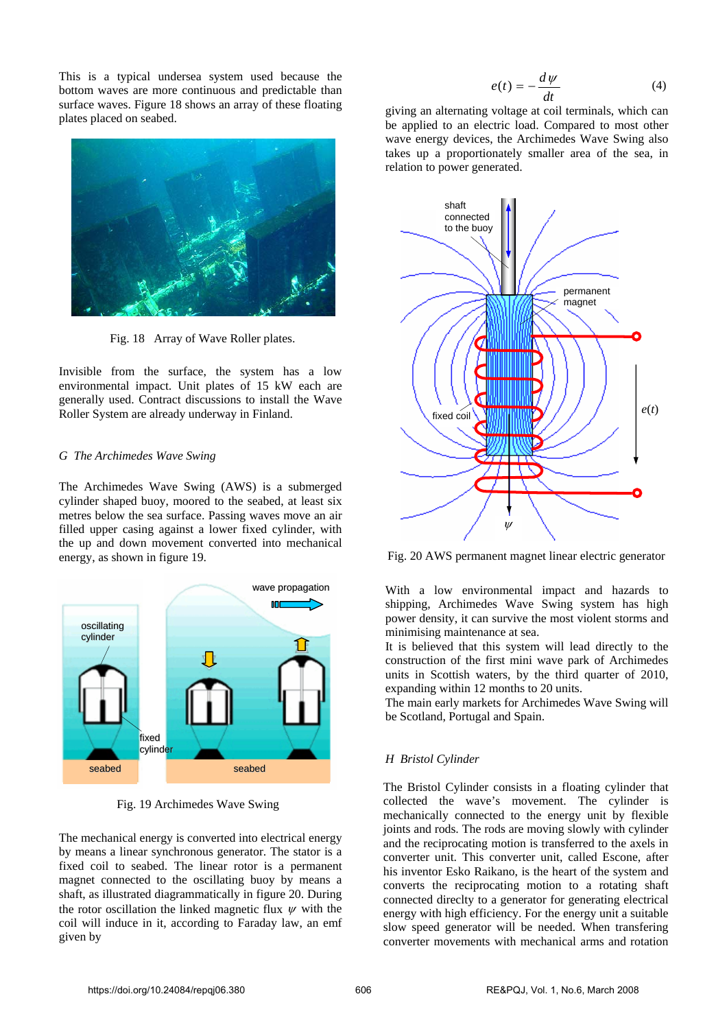This is a typical undersea system used because the bottom waves are more continuous and predictable than surface waves. Figure 18 shows an array of these floating plates placed on seabed.

Fig. 18 Array of Wave Roller plates.

Invisible from the surface, the system has a low environmental impact. Unit plates of 15 kW each are generally used. Contract discussions to install the Wave Roller System are already underway in Finland.

### G *The Archimedes Wave Swing*

The Archimedes Wave Swing (AWS) is a submerged cylinder shaped buoy, moored to the seabed, at least six metres below the sea surface. Passing waves move an air filled upper casing against a lower fixed cylinder, with the up and down movement converted into mechanical energy, as shown in figure 19.

Fig. 19 Archimedes Wave Swing

The mechanical energy is converted into electrical energy by means a linear synchronous generator. The stator is a fixed coil to seabed. The linear rotor is a permanent magnet connected to the oscillating buoy by means a shaft, as illustrated diagrammatically in figure 20. During the rotor oscillation the linked magnetic flux $\psi$ with the coil will induce in it, according to Faraday law, an emf given by

$$e(t) = -\frac{d\psi}{dt} \tag{4}$$

giving an alternating voltage at coil terminals, which can be applied to an electric load. Compared to most other wave energy devices, the Archimedes Wave Swing also takes up a proportionately smaller area of the sea, in relation to power generated.

Fig. 20 AWS permanent magnet linear electric generator

With a low environmental impact and hazards to shipping, Archimedes Wave Swing system has high power density, it can survive the most violent storms and minimising maintenance at sea.

It is believed that this system will lead directly to the construction of the first mini wave park of Archimedes units in Scottish waters, by the third quarter of 2010, expanding within 12 months to 20 units.

The main early markets for Archimedes Wave Swing will be Scotland, Portugal and Spain.

### H *Bristol Cylinder*

The Bristol Cylinder consists in a floating cylinder that collected the wave's movement. The cylinder is mechanically connected to the energy unit by flexible joints and rods. The rods are moving slowly with cylinder and the reciprocating motion is transferred to the axels in converter unit. This converter unit, called Escone, after his inventor Esko Raikano, is the heart of the system and converts the reciprocating motion to a rotating shaft connected direclty to a generator for generating electrical energy with high efficiency. For the energy unit a suitable slow speed generator will be needed. When transfering converter movements with mechanical arms and rotation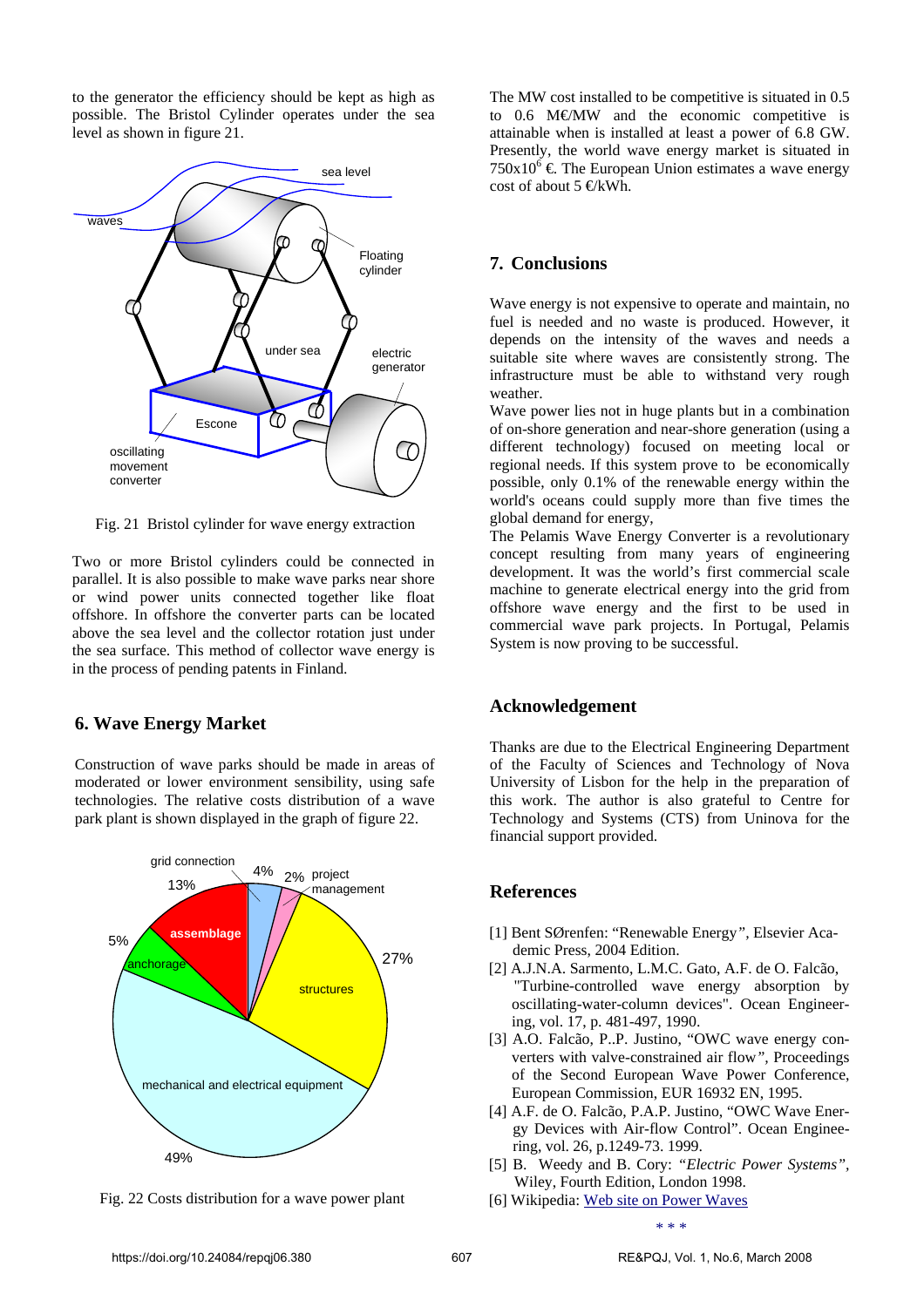to the generator the efficiency should be kept as high as possible. The Bristol Cylinder operates under the sea level as shown in figure 21.

sea level

waves

Floating cylinder

under sea

electric generator

Escone

oscillating movement converter

Fig. 21 Bristol cylinder for wave energy extraction

Two or more Bristol cylinders could be connected in parallel. It is also possible to make wave parks near shore or wind power units connected together like float offshore. In offshore the converter parts can be located above the sea level and the collector rotation just under the sea surface. This method of collector wave energy is in the process of pending patents in Finland.

## 6. Wave Energy Market

Construction of wave parks should be made in areas of moderated or lower environment sensibility, using safe technologies. The relative costs distribution of a wave park plant is shown displayed in the graph of figure 22.

grid connection

13%

4%

2% project management

5%

assemblage

anchorage

27%

structures

mechanical and electrical equipment

49%

Fig. 22 Costs distribution for a wave power plant

The MW cost installed to be competitive is situated in 0.5 to 0.6 M€/MW and the economic competitive is attainable when is installed at least a power of 6.8 GW. Presently, the world wave energy market is situated in $750 \times 10^6$ €. The European Union estimates a wave energy cost of about 5 €/kWh.

## 7. Conclusions

Wave energy is not expensive to operate and maintain, no fuel is needed and no waste is produced. However, it depends on the intensity of the waves and needs a suitable site where waves are consistently strong. The infrastructure must be able to withstand very rough weather.

Wave power lies not in huge plants but in a combination of on-shore generation and near-shore generation (using a different technology) focused on meeting local or regional needs. If this system prove to be economically possible, only 0.1% of the renewable energy within the world's oceans could supply more than five times the global demand for energy,

The Pelamis Wave Energy Converter is a revolutionary concept resulting from many years of engineering development. It was the world's first commercial scale machine to generate electrical energy into the grid from offshore wave energy and the first to be used in commercial wave park projects. In Portugal, Pelamis System is now proving to be successful.

## Acknowledgement

Thanks are due to the Electrical Engineering Department of the Faculty of Sciences and Technology of Nova University of Lisbon for the help in the preparation of this work. The author is also grateful to Centre for Technology and Systems (CTS) from Uninova for the financial support provided.

## References

[1] Bent SØrenfen: "Renewable Energy", Elsevier Academic Press, 2004 Edition.

[2] A.J.N.A. Sarmento, L.M.C. Gato, A.F. de O. Falcão, "Turbine-controlled wave energy absorption by oscillating-water-column devices". Ocean Engineering, vol. 17, p. 481-497, 1990.

[3] A.O. Falcão, P..P. Justino, "OWC wave energy converters with valve-constrained air flow", Proceedings of the Second European Wave Power Conference, European Commission, EUR 16932 EN, 1995.

[4] A.F. de O. Falcão, P.A.P. Justino, "OWC Wave Energy Devices with Air-flow Control". Ocean Engineering, vol. 26, p.1249-73. 1999.

[5] B. Weedy and B. Cory: *"Electric Power Systems"*, Wiley, Fourth Edition, London 1998.

[6] Wikipedia: Web site on Power Waves

\* \* \*